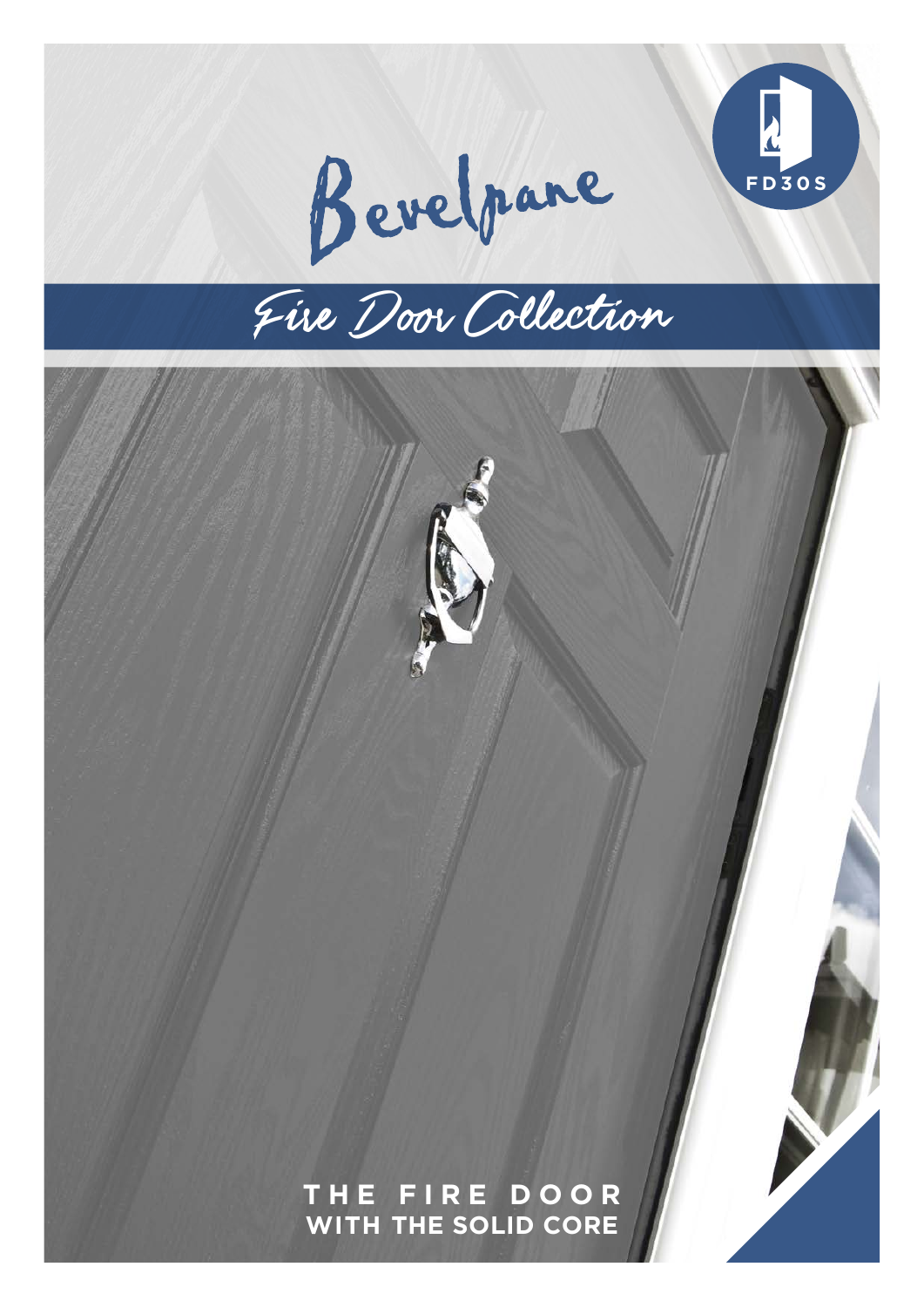# Bevelpane

## Fire Door Collection

FD30S

**THE FIRE DOOR**
**WITH THE SOLID CORE**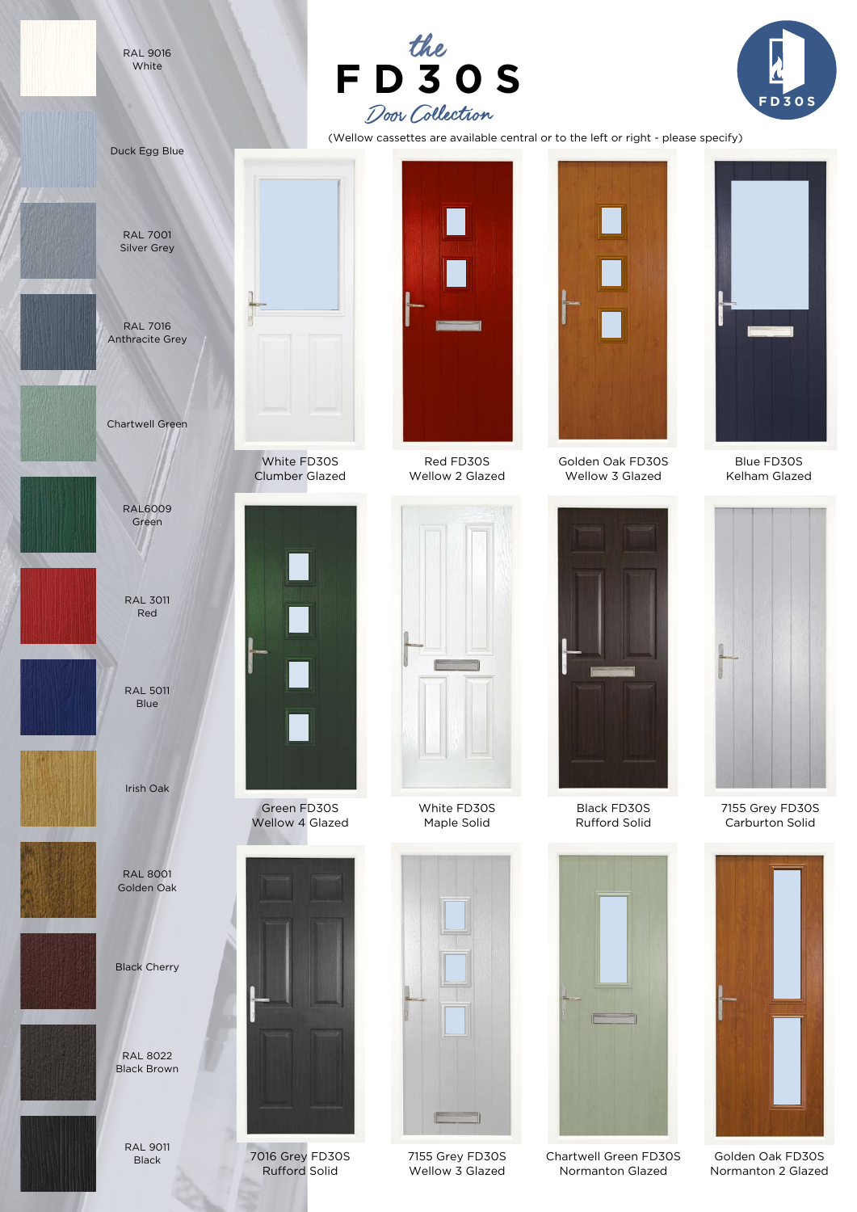# the FD30S Door Collection

FD30S

(Wellow cassettes are available central or to the left or right - please specify)

- RAL 9016 White
- Duck Egg Blue
- RAL 7001 Silver Grey
- RAL 7016 Anthracite Grey
- Chartwell Green
- RAL6009 Green
- RAL 3011 Red
- RAL 5011 Blue
- Irish Oak
- RAL 8001 Golden Oak
- Black Cherry
- RAL 8022 Black Brown
- RAL 9011 Black

White FD30S
Clumber Glazed

Red FD30S
Wellow 2 Glazed

Golden Oak FD30S
Wellow 3 Glazed

Blue FD30S
Kelham Glazed

Green FD30S
Wellow 4 Glazed

White FD30S
Maple Solid

Black FD30S
Rufford Solid

7155 Grey FD30S
Carburton Solid

7016 Grey FD30S
Rufford Solid

7155 Grey FD30S
Wellow 3 Glazed

Chartwell Green FD30S
Normanton Glazed

Golden Oak FD30S
Normanton 2 Glazed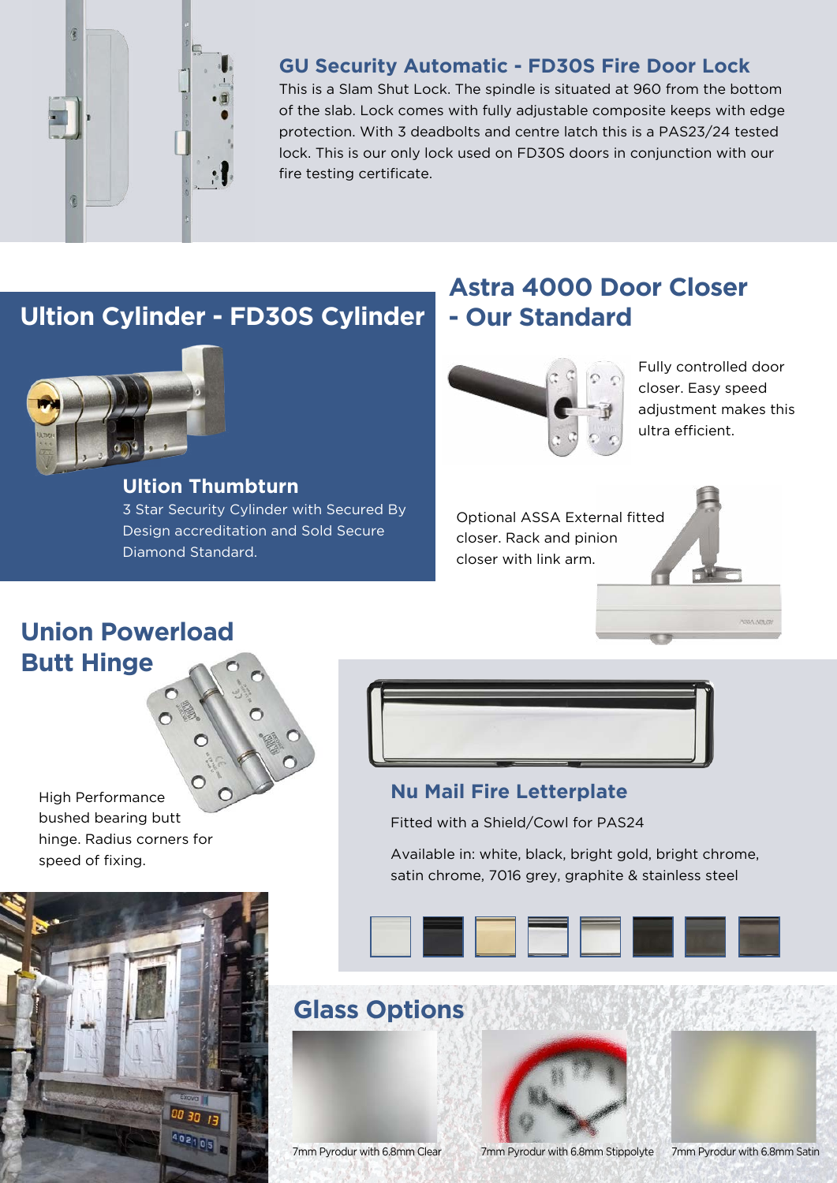## GU Security Automatic - FD30S Fire Door Lock

This is a Slam Shut Lock. The spindle is situated at 960 from the bottom of the slab. Lock comes with fully adjustable composite keeps with edge protection. With 3 deadbolts and centre latch this is a PAS23/24 tested lock. This is our only lock used on FD30S doors in conjunction with our fire testing certificate.

## Ultion Cylinder - FD30S Cylinder

### Ultion Thumbturn

3 Star Security Cylinder with Secured By Design accreditation and Sold Secure Diamond Standard.

## Astra 4000 Door Closer - Our Standard

Fully controlled door closer. Easy speed adjustment makes this ultra efficient.

Optional ASSA External fitted closer. Rack and pinion closer with link arm.

## Union Powerload Butt Hinge

High Performance bushed bearing butt hinge. Radius corners for speed of fixing.

### Nu Mail Fire Letterplate

Fitted with a Shield/Cowl for PAS24

Available in: white, black, bright gold, bright chrome, satin chrome, 7016 grey, graphite & stainless steel

## Glass Options

7mm Pyrodur with 6.8mm Clear

7mm Pyrodur with 6.8mm Stippolyte

7mm Pyrodur with 6.8mm Satin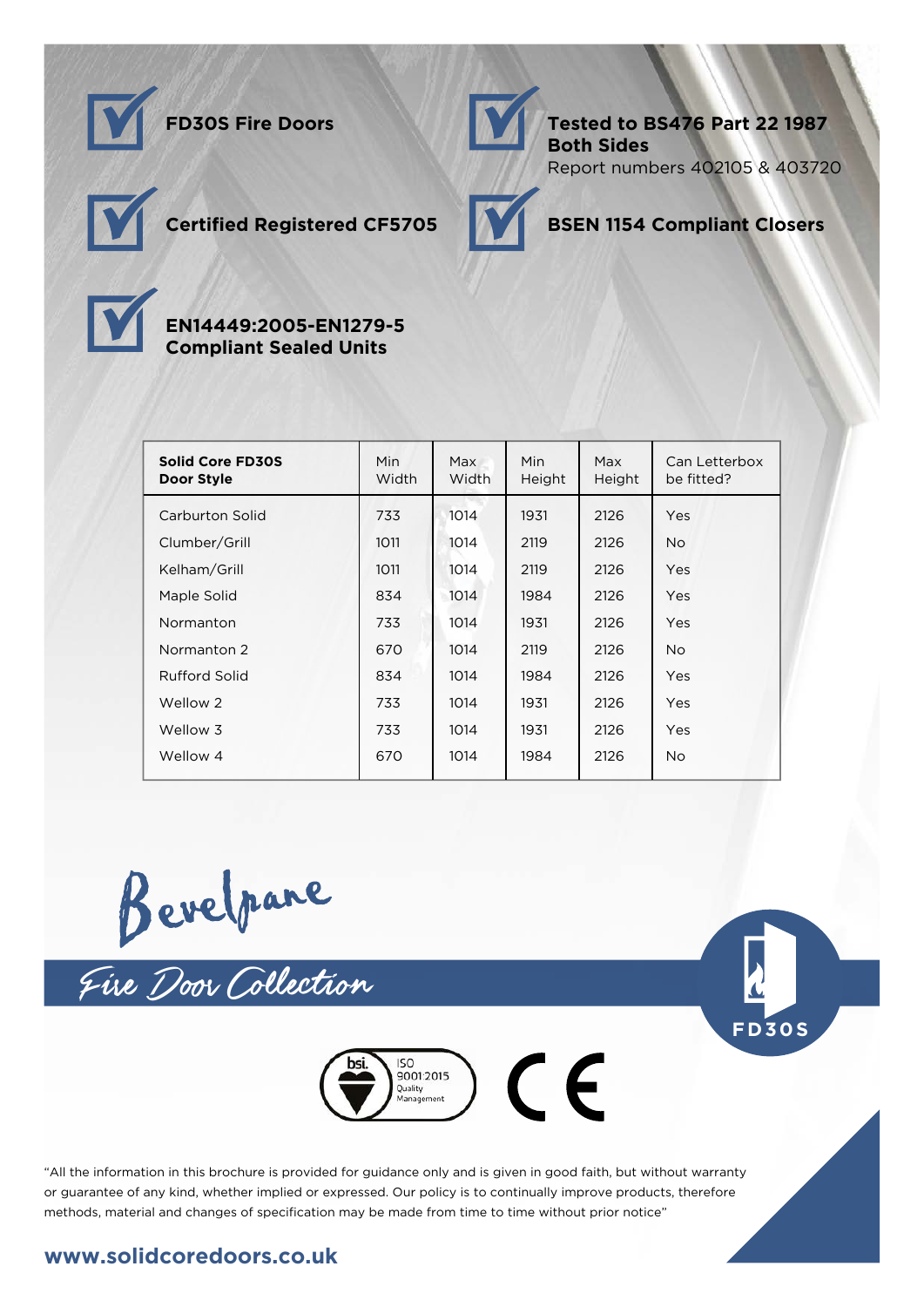- **FD30S Fire Doors**
- **Tested to BS476 Part 22 1987 Both Sides**
  Report numbers 402105 & 403720
- **Certified Registered CF5705**
- **BSEN 1154 Compliant Closers**
- **EN14449:2005-EN1279-5 Compliant Sealed Units**

| **Solid Core FD30S Door Style** | Min Width | Max Width | Min Height | Max Height | Can Letterbox be fitted? |
|---|---|---|---|---|---|
| Carburton Solid | 733 | 1014 | 1931 | 2126 | Yes |
| Clumber/Grill | 1011 | 1014 | 2119 | 2126 | No |
| Kelham/Grill | 1011 | 1014 | 2119 | 2126 | Yes |
| Maple Solid | 834 | 1014 | 1984 | 2126 | Yes |
| Normanton | 733 | 1014 | 1931 | 2126 | Yes |
| Normanton 2 | 670 | 1014 | 2119 | 2126 | No |
| Rufford Solid | 834 | 1014 | 1984 | 2126 | Yes |
| Wellow 2 | 733 | 1014 | 1931 | 2126 | Yes |
| Wellow 3 | 733 | 1014 | 1931 | 2126 | Yes |
| Wellow 4 | 670 | 1014 | 1984 | 2126 | No |

Bevelpane

Fire Door Collection

FD30S

bsi. ISO 9001:2015 Quality Management

CE

"All the information in this brochure is provided for guidance only and is given in good faith, but without warranty or guarantee of any kind, whether implied or expressed. Our policy is to continually improve products, therefore methods, material and changes of specification may be made from time to time without prior notice"

**www.solidcoredoors.co.uk**